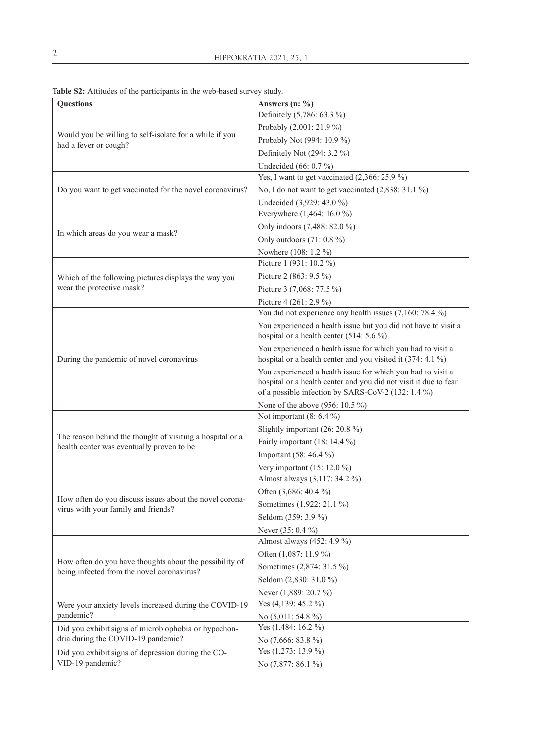**Table S2:** Attitudes of the participants in the web-based survey study.

| Questions | Answers (n: %) |
|---|---|
| Would you be willing to self-isolate for a while if you had a fever or cough? | Definitely (5,786: 63.3 %) |
| | Probably (2,001: 21.9 %) |
| | Probably Not (994: 10.9 %) |
| | Definitely Not (294: 3.2 %) |
| | Undecided (66: 0.7 %) |
| Do you want to get vaccinated for the novel coronavirus? | Yes, I want to get vaccinated (2,366: 25.9 %) |
| | No, I do not want to get vaccinated (2,838: 31.1 %) |
| | Undecided (3,929: 43.0 %) |
| In which areas do you wear a mask? | Everywhere (1,464: 16.0 %) |
| | Only indoors (7,488: 82.0 %) |
| | Only outdoors (71: 0.8 %) |
| | Nowhere (108: 1.2 %) |
| Which of the following pictures displays the way you wear the protective mask? | Picture 1 (931: 10.2 %) |
| | Picture 2 (863: 9.5 %) |
| | Picture 3 (7,068: 77.5 %) |
| | Picture 4 (261: 2.9 %) |
| During the pandemic of novel coronavirus | You did not experience any health issues (7,160: 78.4 %) |
| | You experienced a health issue but you did not have to visit a hospital or a health center (514: 5.6 %) |
| | You experienced a health issue for which you had to visit a hospital or a health center and you visited it (374: 4.1 %) |
| | You experienced a health issue for which you had to visit a hospital or a health center and you did not visit it due to fear of a possible infection by SARS-CoV-2 (132: 1.4 %) |
| | None of the above (956: 10.5 %) |
| The reason behind the thought of visiting a hospital or a health center was eventually proven to be | Not important (8: 6.4 %) |
| | Slightly important (26: 20.8 %) |
| | Fairly important (18: 14.4 %) |
| | Important (58: 46.4 %) |
| | Very important (15: 12.0 %) |
| How often do you discuss issues about the novel coronavirus with your family and friends? | Almost always (3,117: 34.2 %) |
| | Often (3,686: 40.4 %) |
| | Sometimes (1,922: 21.1 %) |
| | Seldom (359: 3.9 %) |
| | Never (35: 0.4 %) |
| How often do you have thoughts about the possibility of being infected from the novel coronavirus? | Almost always (452: 4.9 %) |
| | Often (1,087: 11.9 %) |
| | Sometimes (2,874: 31.5 %) |
| | Seldom (2,830: 31.0 %) |
| | Never (1,889: 20.7 %) |
| Were your anxiety levels increased during the COVID-19 pandemic? | Yes (4,139: 45.2 %) |
| | No (5,011: 54.8 %) |
| Did you exhibit signs of microbiophobia or hypochondria during the COVID-19 pandemic? | Yes (1,484: 16.2 %) |
| | No (7,666: 83.8 %) |
| Did you exhibit signs of depression during the COVID-19 pandemic? | Yes (1,273: 13.9 %) |
| | No (7,877: 86.1 %) |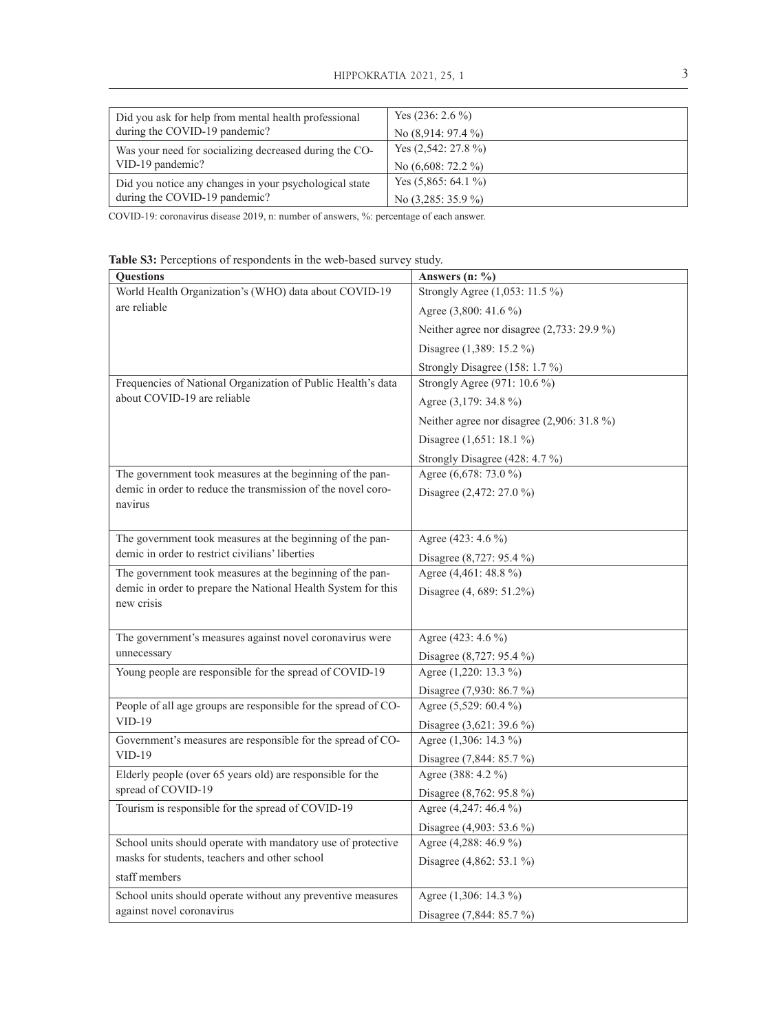| | |
|---|---|
| Did you ask for help from mental health professional during the COVID-19 pandemic? | Yes (236: 2.6 %)<br>No (8,914: 97.4 %) |
| Was your need for socializing decreased during the COVID-19 pandemic? | Yes (2,542: 27.8 %)<br>No (6,608: 72.2 %) |
| Did you notice any changes in your psychological state during the COVID-19 pandemic? | Yes (5,865: 64.1 %)<br>No (3,285: 35.9 %) |

COVID-19: coronavirus disease 2019, n: number of answers, %: percentage of each answer.

**Table S3:** Perceptions of respondents in the web-based survey study.

| Questions | Answers (n: %) |
|---|---|
| World Health Organization's (WHO) data about COVID-19 are reliable | Strongly Agree (1,053: 11.5 %)<br>Agree (3,800: 41.6 %)<br>Neither agree nor disagree (2,733: 29.9 %)<br>Disagree (1,389: 15.2 %)<br>Strongly Disagree (158: 1.7 %) |
| Frequencies of National Organization of Public Health's data about COVID-19 are reliable | Strongly Agree (971: 10.6 %)<br>Agree (3,179: 34.8 %)<br>Neither agree nor disagree (2,906: 31.8 %)<br>Disagree (1,651: 18.1 %)<br>Strongly Disagree (428: 4.7 %) |
| The government took measures at the beginning of the pandemic in order to reduce the transmission of the novel coronavirus | Agree (6,678: 73.0 %)<br>Disagree (2,472: 27.0 %) |
| The government took measures at the beginning of the pandemic in order to restrict civilians' liberties | Agree (423: 4.6 %)<br>Disagree (8,727: 95.4 %) |
| The government took measures at the beginning of the pandemic in order to prepare the National Health System for this new crisis | Agree (4,461: 48.8 %)<br>Disagree (4, 689: 51.2%) |
| The government's measures against novel coronavirus were unnecessary | Agree (423: 4.6 %)<br>Disagree (8,727: 95.4 %) |
| Young people are responsible for the spread of COVID-19 | Agree (1,220: 13.3 %)<br>Disagree (7,930: 86.7 %) |
| People of all age groups are responsible for the spread of COVID-19 | Agree (5,529: 60.4 %)<br>Disagree (3,621: 39.6 %) |
| Government's measures are responsible for the spread of COVID-19 | Agree (1,306: 14.3 %)<br>Disagree (7,844: 85.7 %) |
| Elderly people (over 65 years old) are responsible for the spread of COVID-19 | Agree (388: 4.2 %)<br>Disagree (8,762: 95.8 %) |
| Tourism is responsible for the spread of COVID-19 | Agree (4,247: 46.4 %)<br>Disagree (4,903: 53.6 %) |
| School units should operate with mandatory use of protective masks for students, teachers and other school staff members | Agree (4,288: 46.9 %)<br>Disagree (4,862: 53.1 %) |
| School units should operate without any preventive measures against novel coronavirus | Agree (1,306: 14.3 %)<br>Disagree (7,844: 85.7 %) |